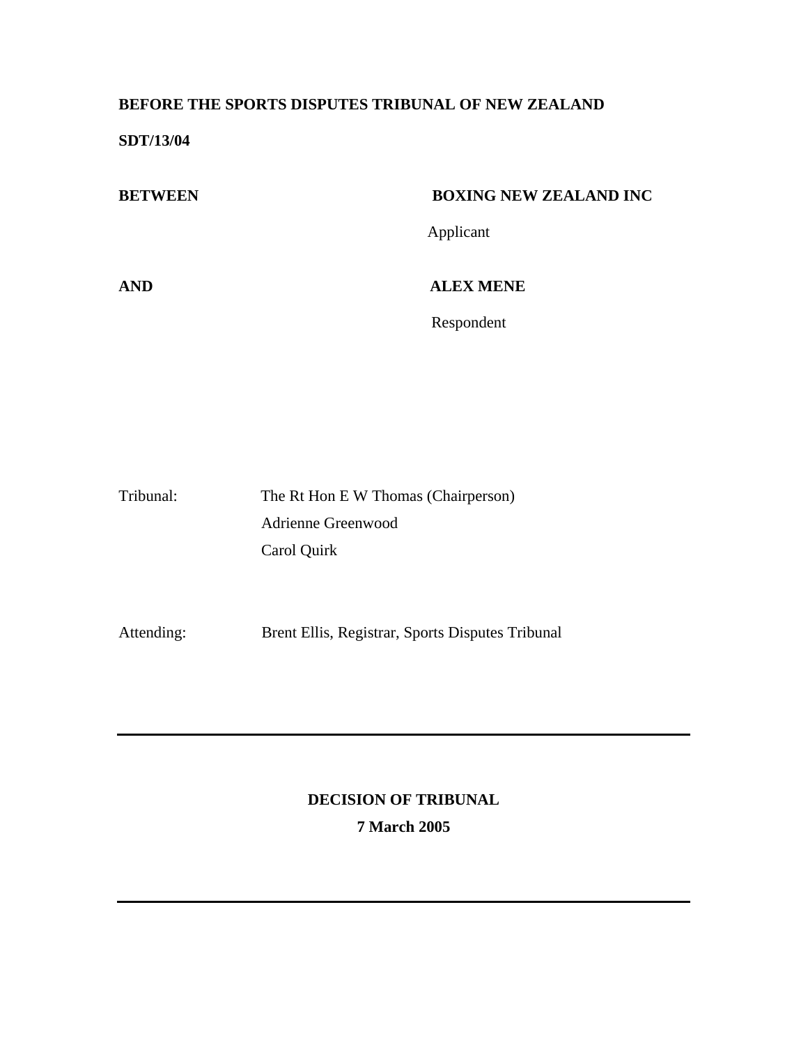**BEFORE THE SPORTS DISPUTES TRIBUNAL OF NEW ZEALAND**

**SDT/13/04**

| | |
|---|---|
| **BETWEEN** | **BOXING NEW ZEALAND INC** |
| | Applicant |
| **AND** | **ALEX MENE** |
| | Respondent |

| | |
|---|---|
| Tribunal: | The Rt Hon E W Thomas (Chairperson) |
| | Adrienne Greenwood |
| | Carol Quirk |

| | |
|---|---|
| Attending: | Brent Ellis, Registrar, Sports Disputes Tribunal |

---

**DECISION OF TRIBUNAL**

**7 March 2005**

---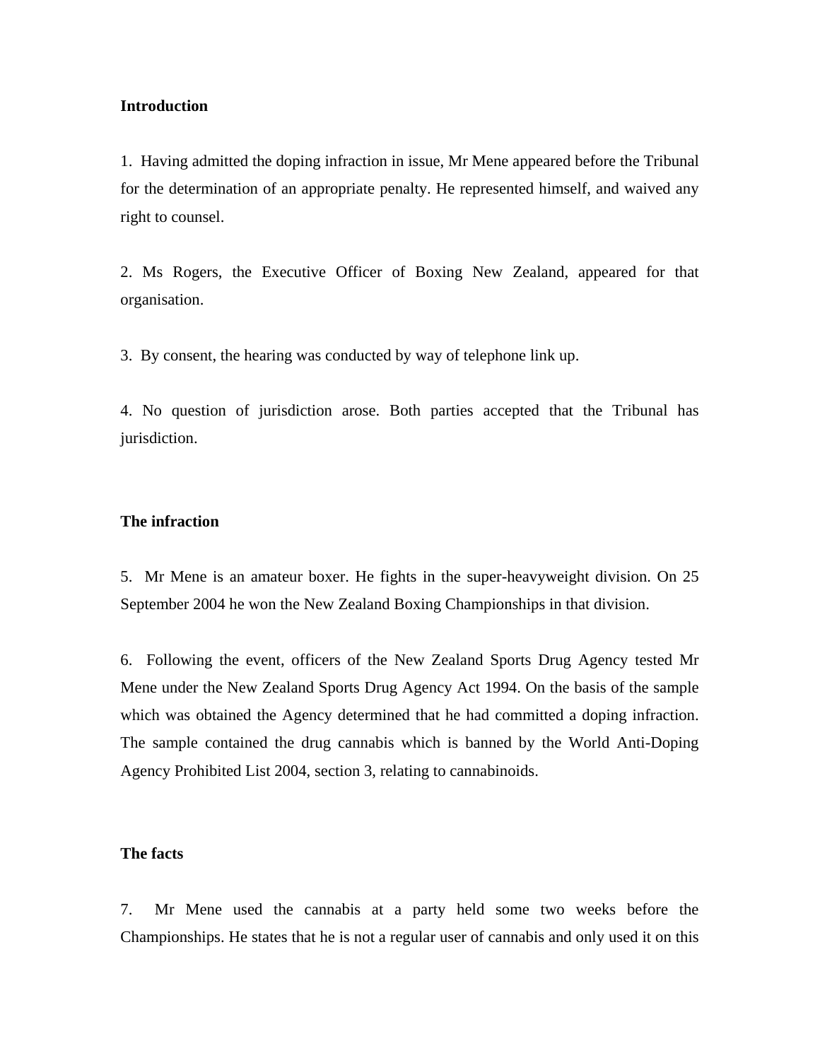## Introduction

1. Having admitted the doping infraction in issue, Mr Mene appeared before the Tribunal for the determination of an appropriate penalty. He represented himself, and waived any right to counsel.

2. Ms Rogers, the Executive Officer of Boxing New Zealand, appeared for that organisation.

3. By consent, the hearing was conducted by way of telephone link up.

4. No question of jurisdiction arose. Both parties accepted that the Tribunal has jurisdiction.

## The infraction

5. Mr Mene is an amateur boxer. He fights in the super-heavyweight division. On 25 September 2004 he won the New Zealand Boxing Championships in that division.

6. Following the event, officers of the New Zealand Sports Drug Agency tested Mr Mene under the New Zealand Sports Drug Agency Act 1994. On the basis of the sample which was obtained the Agency determined that he had committed a doping infraction. The sample contained the drug cannabis which is banned by the World Anti-Doping Agency Prohibited List 2004, section 3, relating to cannabinoids.

## The facts

7. Mr Mene used the cannabis at a party held some two weeks before the Championships. He states that he is not a regular user of cannabis and only used it on this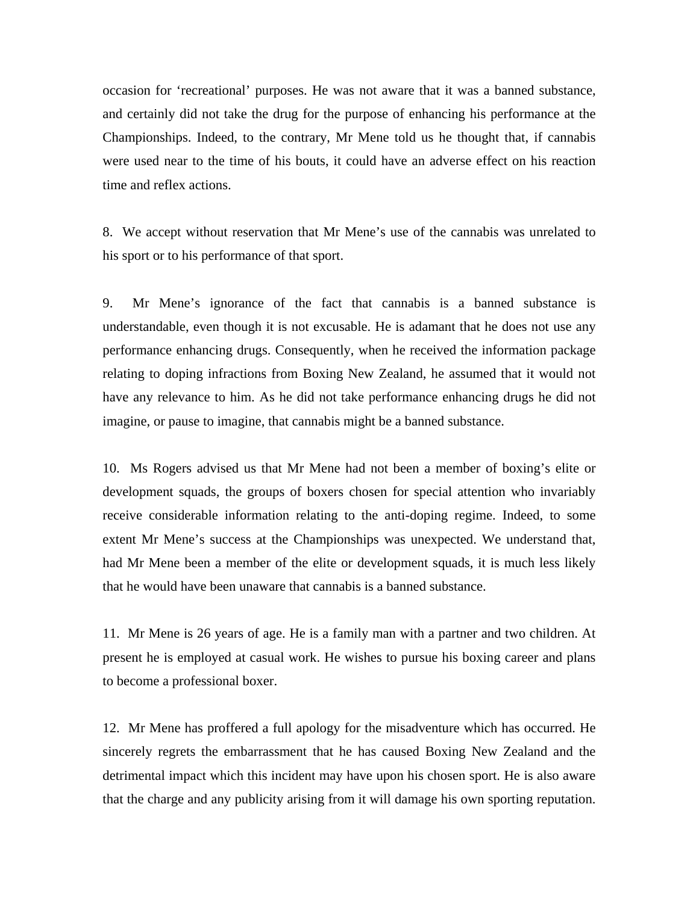occasion for 'recreational' purposes. He was not aware that it was a banned substance, and certainly did not take the drug for the purpose of enhancing his performance at the Championships. Indeed, to the contrary, Mr Mene told us he thought that, if cannabis were used near to the time of his bouts, it could have an adverse effect on his reaction time and reflex actions.

8. We accept without reservation that Mr Mene's use of the cannabis was unrelated to his sport or to his performance of that sport.

9. Mr Mene's ignorance of the fact that cannabis is a banned substance is understandable, even though it is not excusable. He is adamant that he does not use any performance enhancing drugs. Consequently, when he received the information package relating to doping infractions from Boxing New Zealand, he assumed that it would not have any relevance to him. As he did not take performance enhancing drugs he did not imagine, or pause to imagine, that cannabis might be a banned substance.

10. Ms Rogers advised us that Mr Mene had not been a member of boxing's elite or development squads, the groups of boxers chosen for special attention who invariably receive considerable information relating to the anti-doping regime. Indeed, to some extent Mr Mene's success at the Championships was unexpected. We understand that, had Mr Mene been a member of the elite or development squads, it is much less likely that he would have been unaware that cannabis is a banned substance.

11. Mr Mene is 26 years of age. He is a family man with a partner and two children. At present he is employed at casual work. He wishes to pursue his boxing career and plans to become a professional boxer.

12. Mr Mene has proffered a full apology for the misadventure which has occurred. He sincerely regrets the embarrassment that he has caused Boxing New Zealand and the detrimental impact which this incident may have upon his chosen sport. He is also aware that the charge and any publicity arising from it will damage his own sporting reputation.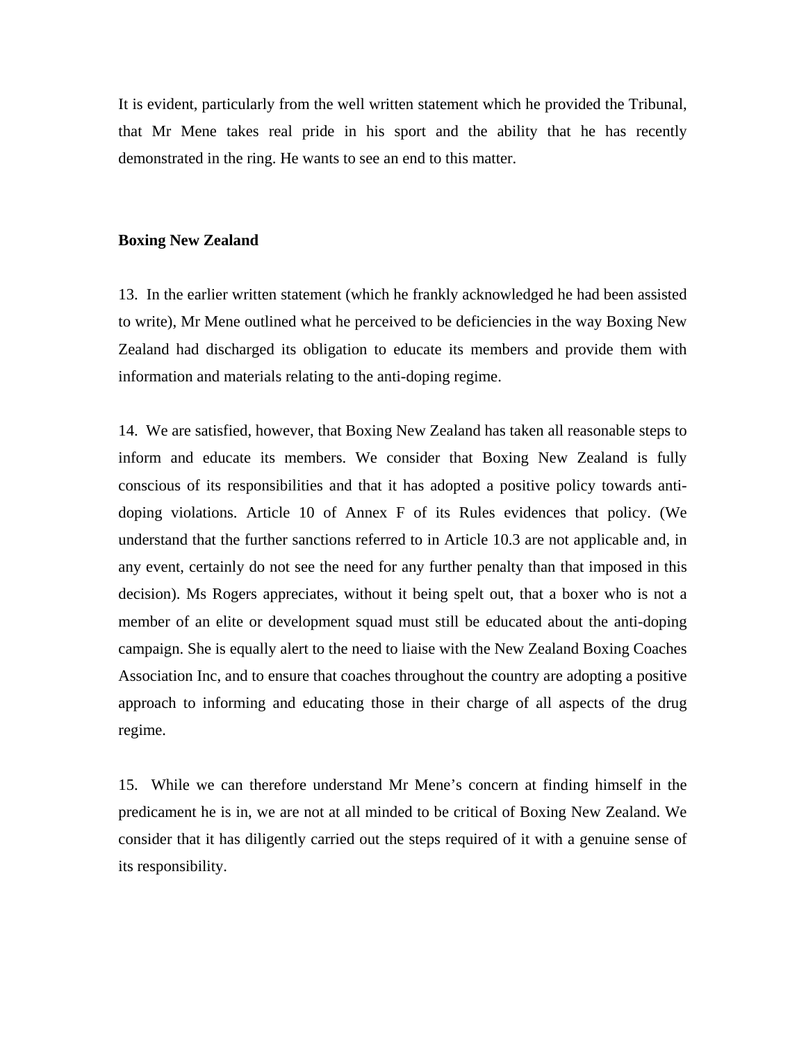It is evident, particularly from the well written statement which he provided the Tribunal, that Mr Mene takes real pride in his sport and the ability that he has recently demonstrated in the ring. He wants to see an end to this matter.

**Boxing New Zealand**

13. In the earlier written statement (which he frankly acknowledged he had been assisted to write), Mr Mene outlined what he perceived to be deficiencies in the way Boxing New Zealand had discharged its obligation to educate its members and provide them with information and materials relating to the anti-doping regime.

14. We are satisfied, however, that Boxing New Zealand has taken all reasonable steps to inform and educate its members. We consider that Boxing New Zealand is fully conscious of its responsibilities and that it has adopted a positive policy towards anti-doping violations. Article 10 of Annex F of its Rules evidences that policy. (We understand that the further sanctions referred to in Article 10.3 are not applicable and, in any event, certainly do not see the need for any further penalty than that imposed in this decision). Ms Rogers appreciates, without it being spelt out, that a boxer who is not a member of an elite or development squad must still be educated about the anti-doping campaign. She is equally alert to the need to liaise with the New Zealand Boxing Coaches Association Inc, and to ensure that coaches throughout the country are adopting a positive approach to informing and educating those in their charge of all aspects of the drug regime.

15. While we can therefore understand Mr Mene's concern at finding himself in the predicament he is in, we are not at all minded to be critical of Boxing New Zealand. We consider that it has diligently carried out the steps required of it with a genuine sense of its responsibility.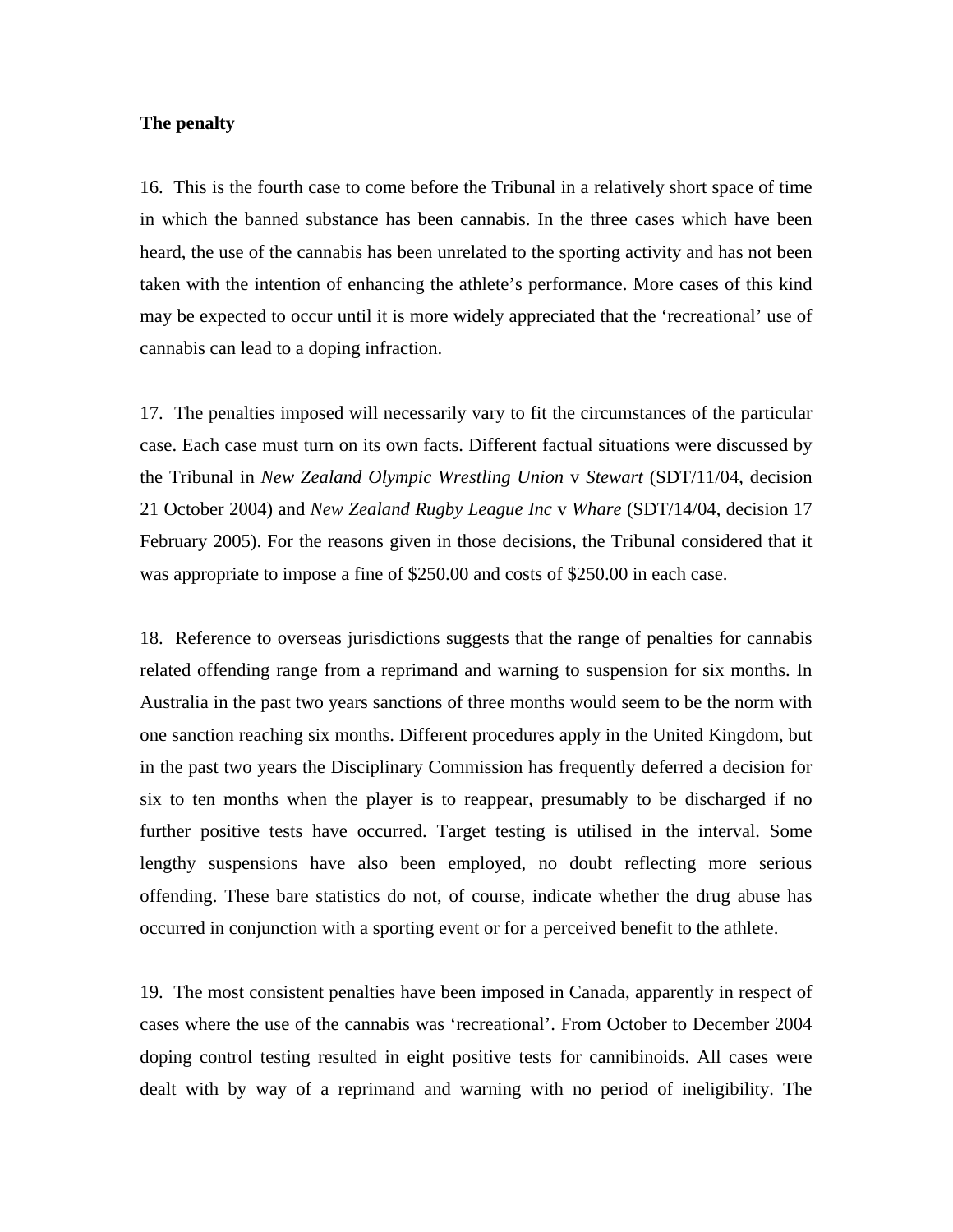**The penalty**

16. This is the fourth case to come before the Tribunal in a relatively short space of time in which the banned substance has been cannabis. In the three cases which have been heard, the use of the cannabis has been unrelated to the sporting activity and has not been taken with the intention of enhancing the athlete's performance. More cases of this kind may be expected to occur until it is more widely appreciated that the 'recreational' use of cannabis can lead to a doping infraction.

17. The penalties imposed will necessarily vary to fit the circumstances of the particular case. Each case must turn on its own facts. Different factual situations were discussed by the Tribunal in *New Zealand Olympic Wrestling Union* v *Stewart* (SDT/11/04, decision 21 October 2004) and *New Zealand Rugby League Inc* v *Whare* (SDT/14/04, decision 17 February 2005). For the reasons given in those decisions, the Tribunal considered that it was appropriate to impose a fine of $250.00 and costs of $250.00 in each case.

18. Reference to overseas jurisdictions suggests that the range of penalties for cannabis related offending range from a reprimand and warning to suspension for six months. In Australia in the past two years sanctions of three months would seem to be the norm with one sanction reaching six months. Different procedures apply in the United Kingdom, but in the past two years the Disciplinary Commission has frequently deferred a decision for six to ten months when the player is to reappear, presumably to be discharged if no further positive tests have occurred. Target testing is utilised in the interval. Some lengthy suspensions have also been employed, no doubt reflecting more serious offending. These bare statistics do not, of course, indicate whether the drug abuse has occurred in conjunction with a sporting event or for a perceived benefit to the athlete.

19. The most consistent penalties have been imposed in Canada, apparently in respect of cases where the use of the cannabis was 'recreational'. From October to December 2004 doping control testing resulted in eight positive tests for cannibinoids. All cases were dealt with by way of a reprimand and warning with no period of ineligibility. The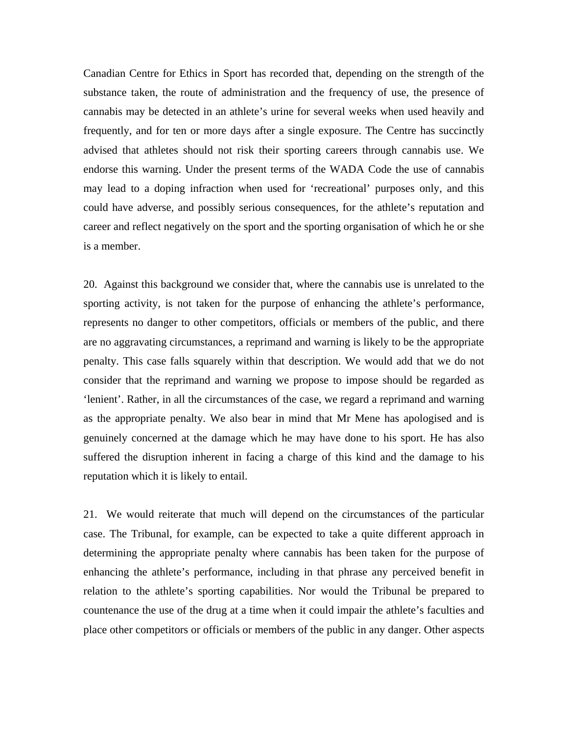Canadian Centre for Ethics in Sport has recorded that, depending on the strength of the substance taken, the route of administration and the frequency of use, the presence of cannabis may be detected in an athlete's urine for several weeks when used heavily and frequently, and for ten or more days after a single exposure. The Centre has succinctly advised that athletes should not risk their sporting careers through cannabis use. We endorse this warning. Under the present terms of the WADA Code the use of cannabis may lead to a doping infraction when used for 'recreational' purposes only, and this could have adverse, and possibly serious consequences, for the athlete's reputation and career and reflect negatively on the sport and the sporting organisation of which he or she is a member.

20. Against this background we consider that, where the cannabis use is unrelated to the sporting activity, is not taken for the purpose of enhancing the athlete's performance, represents no danger to other competitors, officials or members of the public, and there are no aggravating circumstances, a reprimand and warning is likely to be the appropriate penalty. This case falls squarely within that description. We would add that we do not consider that the reprimand and warning we propose to impose should be regarded as 'lenient'. Rather, in all the circumstances of the case, we regard a reprimand and warning as the appropriate penalty. We also bear in mind that Mr Mene has apologised and is genuinely concerned at the damage which he may have done to his sport. He has also suffered the disruption inherent in facing a charge of this kind and the damage to his reputation which it is likely to entail.

21. We would reiterate that much will depend on the circumstances of the particular case. The Tribunal, for example, can be expected to take a quite different approach in determining the appropriate penalty where cannabis has been taken for the purpose of enhancing the athlete's performance, including in that phrase any perceived benefit in relation to the athlete's sporting capabilities. Nor would the Tribunal be prepared to countenance the use of the drug at a time when it could impair the athlete's faculties and place other competitors or officials or members of the public in any danger. Other aspects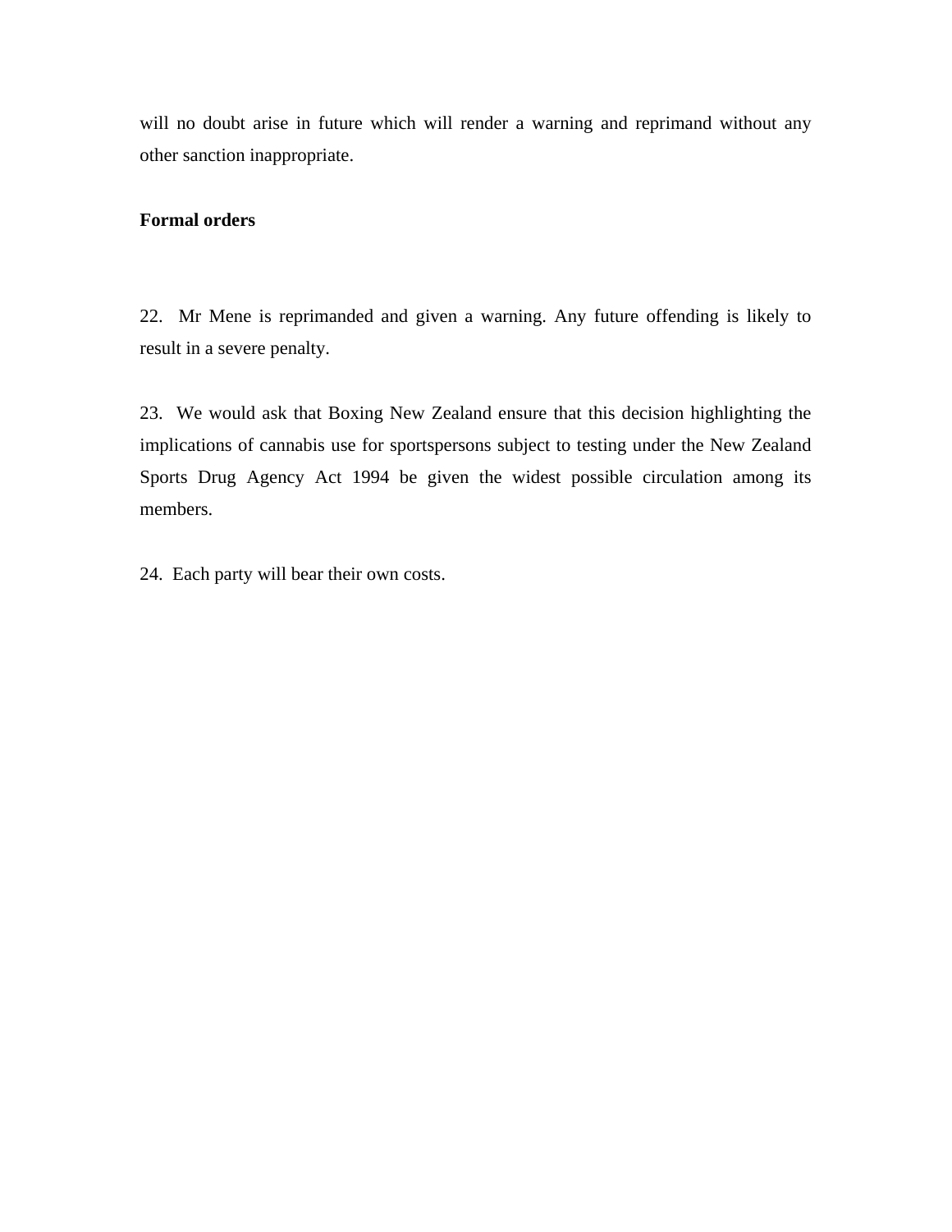will no doubt arise in future which will render a warning and reprimand without any other sanction inappropriate.

**Formal orders**

22. Mr Mene is reprimanded and given a warning. Any future offending is likely to result in a severe penalty.

23. We would ask that Boxing New Zealand ensure that this decision highlighting the implications of cannabis use for sportspersons subject to testing under the New Zealand Sports Drug Agency Act 1994 be given the widest possible circulation among its members.

24. Each party will bear their own costs.